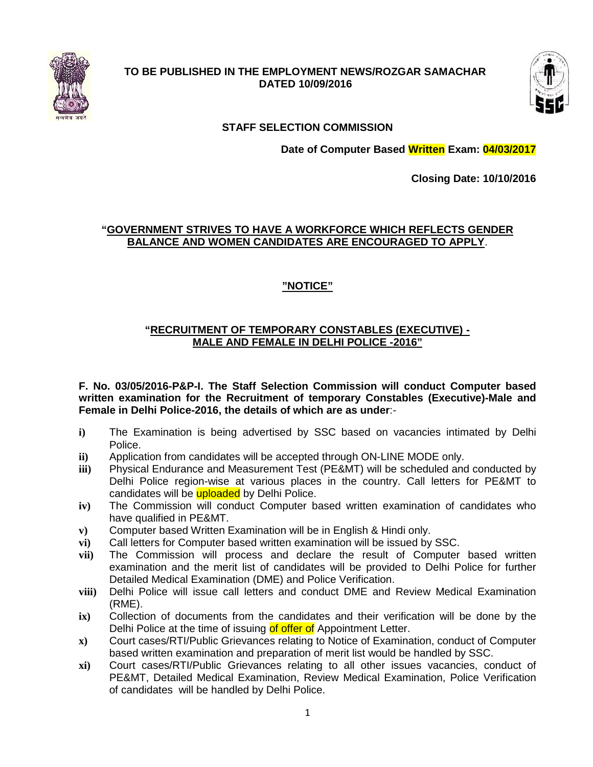**TO BE PUBLISHED IN THE EMPLOYMENT NEWS/ROZGAR SAMACHAR DATED 10/09/2016**

## STAFF SELECTION COMMISSION

**Date of Computer Based Written Exam: 04/03/2017**

**Closing Date: 10/10/2016**

**"GOVERNMENT STRIVES TO HAVE A WORKFORCE WHICH REFLECTS GENDER BALANCE AND WOMEN CANDIDATES ARE ENCOURAGED TO APPLY**.

## "NOTICE"

## "RECRUITMENT OF TEMPORARY CONSTABLES (EXECUTIVE) - MALE AND FEMALE IN DELHI POLICE -2016"

**F. No. 03/05/2016-P&P-I. The Staff Selection Commission will conduct Computer based written examination for the Recruitment of temporary Constables (Executive)-Male and Female in Delhi Police-2016, the details of which are as under**:-

- **i)** The Examination is being advertised by SSC based on vacancies intimated by Delhi Police.
- **ii)** Application from candidates will be accepted through ON-LINE MODE only.
- **iii)** Physical Endurance and Measurement Test (PE&MT) will be scheduled and conducted by Delhi Police region-wise at various places in the country. Call letters for PE&MT to candidates will be uploaded by Delhi Police.
- **iv)** The Commission will conduct Computer based written examination of candidates who have qualified in PE&MT.
- **v)** Computer based Written Examination will be in English & Hindi only.
- **vi)** Call letters for Computer based written examination will be issued by SSC.
- **vii)** The Commission will process and declare the result of Computer based written examination and the merit list of candidates will be provided to Delhi Police for further Detailed Medical Examination (DME) and Police Verification.
- **viii)** Delhi Police will issue call letters and conduct DME and Review Medical Examination (RME).
- **ix)** Collection of documents from the candidates and their verification will be done by the Delhi Police at the time of issuing of offer of Appointment Letter.
- **x)** Court cases/RTI/Public Grievances relating to Notice of Examination, conduct of Computer based written examination and preparation of merit list would be handled by SSC.
- **xi)** Court cases/RTI/Public Grievances relating to all other issues vacancies, conduct of PE&MT, Detailed Medical Examination, Review Medical Examination, Police Verification of candidates will be handled by Delhi Police.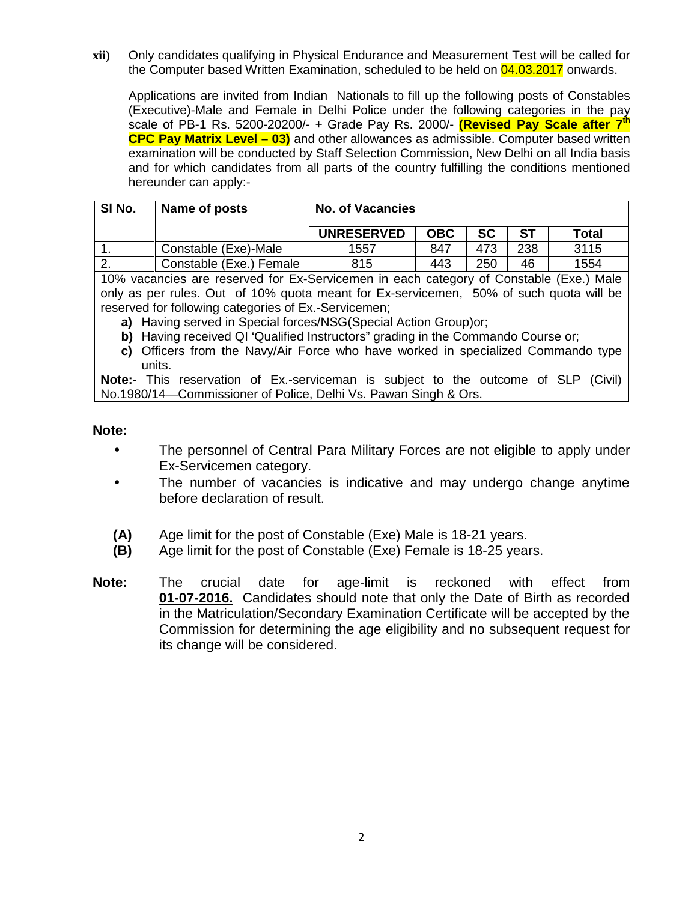**xii)** Only candidates qualifying in Physical Endurance and Measurement Test will be called for the Computer based Written Examination, scheduled to be held on 04.03.2017 onwards.

Applications are invited from Indian Nationals to fill up the following posts of Constables (Executive)-Male and Female in Delhi Police under the following categories in the pay scale of PB-1 Rs. 5200-20200/- + Grade Pay Rs. 2000/- **(Revised Pay Scale after 7th CPC Pay Matrix Level – 03)** and other allowances as admissible. Computer based written examination will be conducted by Staff Selection Commission, New Delhi on all India basis and for which candidates from all parts of the country fulfilling the conditions mentioned hereunder can apply:-

| Sl No. | Name of posts | No. of Vacancies | | | | |
|---|---|---|---|---|---|---|
| | | **UNRESERVED** | **OBC** | **SC** | **ST** | **Total** |
| 1. | Constable (Exe)-Male | 1557 | 847 | 473 | 238 | 3115 |
| 2. | Constable (Exe.) Female | 815 | 443 | 250 | 46 | 1554 |

10% vacancies are reserved for Ex-Servicemen in each category of Constable (Exe.) Male only as per rules. Out of 10% quota meant for Ex-servicemen, 50% of such quota will be reserved for following categories of Ex.-Servicemen;

- **a)** Having served in Special forces/NSG(Special Action Group)or;
- **b)** Having received QI 'Qualified Instructors" grading in the Commando Course or;
- **c)** Officers from the Navy/Air Force who have worked in specialized Commando type units.

**Note:-** This reservation of Ex.-serviceman is subject to the outcome of SLP (Civil) No.1980/14—Commissioner of Police, Delhi Vs. Pawan Singh & Ors.

**Note:**

- The personnel of Central Para Military Forces are not eligible to apply under Ex-Servicemen category.
- The number of vacancies is indicative and may undergo change anytime before declaration of result.

**(A)** Age limit for the post of Constable (Exe) Male is 18-21 years.

**(B)** Age limit for the post of Constable (Exe) Female is 18-25 years.

**Note:** The crucial date for age-limit is reckoned with effect from **01-07-2016.** Candidates should note that only the Date of Birth as recorded in the Matriculation/Secondary Examination Certificate will be accepted by the Commission for determining the age eligibility and no subsequent request for its change will be considered.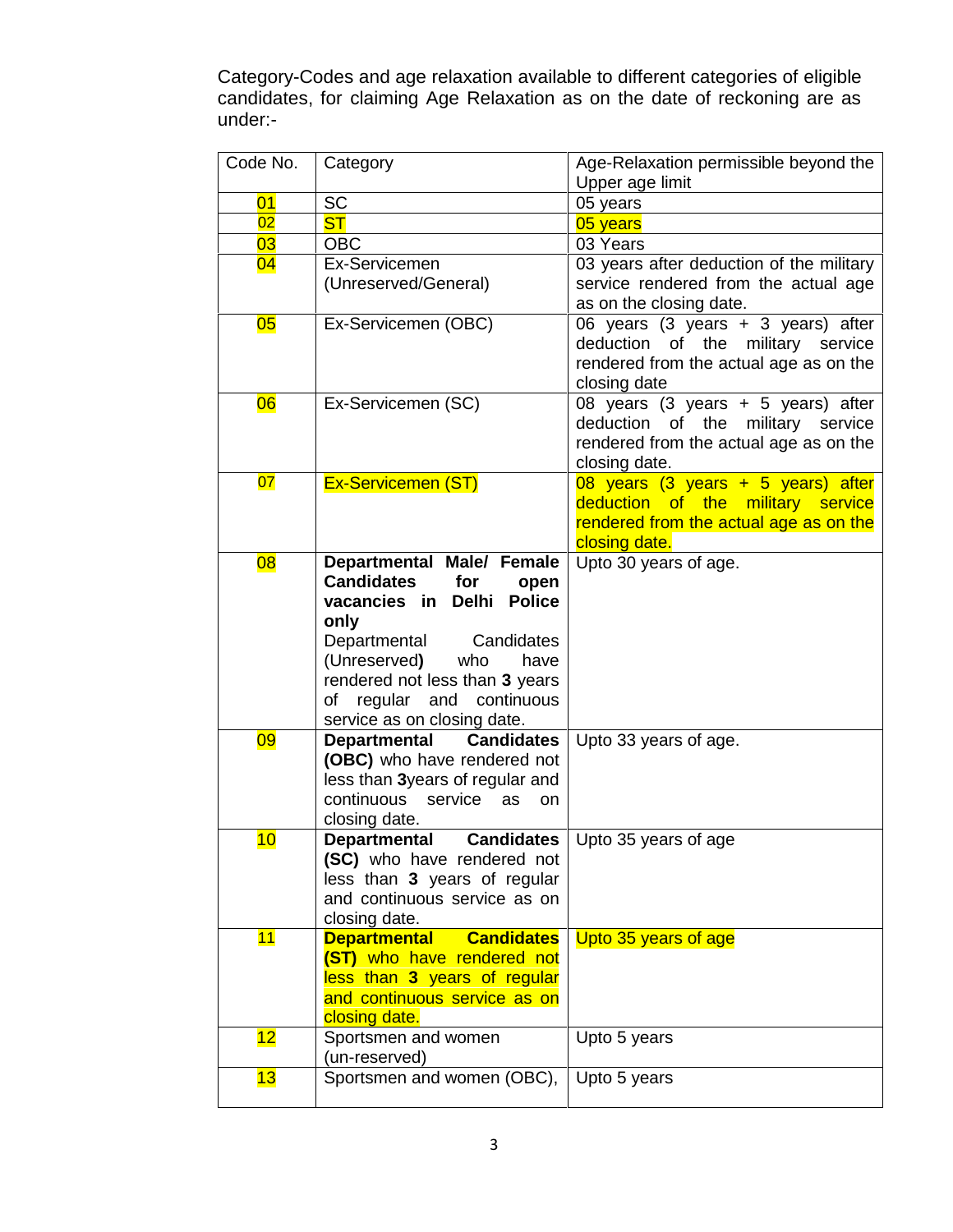Category-Codes and age relaxation available to different categories of eligible candidates, for claiming Age Relaxation as on the date of reckoning are as under:-

| Code No. | Category | Age-Relaxation permissible beyond the Upper age limit |
|---|---|---|
| 01 | SC | 05 years |
| 02 | ST | 05 years |
| 03 | OBC | 03 Years |
| 04 | Ex-Servicemen (Unreserved/General) | 03 years after deduction of the military service rendered from the actual age as on the closing date. |
| 05 | Ex-Servicemen (OBC) | 06 years (3 years + 3 years) after deduction of the military service rendered from the actual age as on the closing date |
| 06 | Ex-Servicemen (SC) | 08 years (3 years + 5 years) after deduction of the military service rendered from the actual age as on the closing date. |
| 07 | Ex-Servicemen (ST) | 08 years (3 years + 5 years) after deduction of the military service rendered from the actual age as on the closing date. |
| 08 | **Departmental Male/ Female Candidates for open vacancies in Delhi Police only** Departmental Candidates (Unreserved**)** who have rendered not less than **3** years of regular and continuous service as on closing date. | Upto 30 years of age. |
| 09 | **Departmental Candidates (OBC)** who have rendered not less than **3**years of regular and continuous service as on closing date. | Upto 33 years of age. |
| 10 | **Departmental Candidates (SC)** who have rendered not less than **3** years of regular and continuous service as on closing date. | Upto 35 years of age |
| 11 | **Departmental Candidates (ST)** who have rendered not less than **3** years of regular and continuous service as on closing date. | Upto 35 years of age |
| 12 | Sportsmen and women (un-reserved) | Upto 5 years |
| 13 | Sportsmen and women (OBC), | Upto 5 years |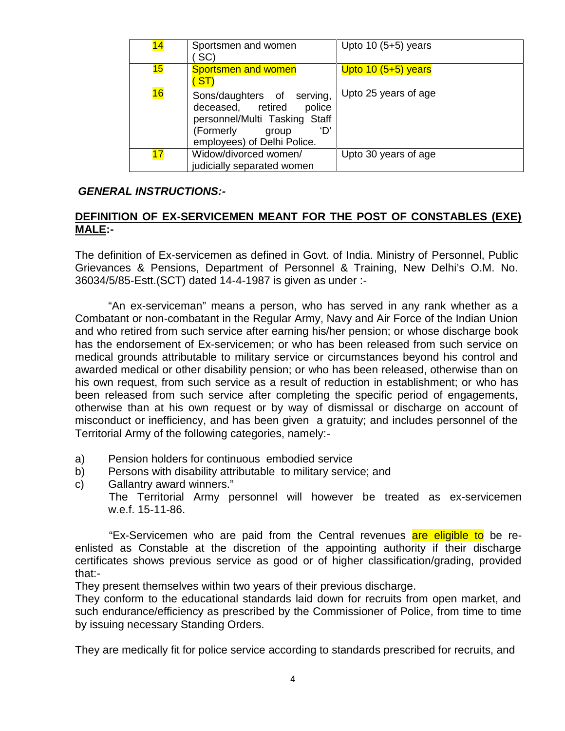| 14 | Sportsmen and women ( SC) | Upto 10 (5+5) years |
|---|---|---|
| 15 | Sportsmen and women ( ST) | Upto 10 (5+5) years |
| 16 | Sons/daughters of serving, deceased, retired police personnel/Multi Tasking Staff (Formerly group 'D' employees) of Delhi Police. | Upto 25 years of age |
| 17 | Widow/divorced women/ judicially separated women | Upto 30 years of age |

***GENERAL INSTRUCTIONS:-***

**<u>DEFINITION OF EX-SERVICEMEN MEANT FOR THE POST OF CONSTABLES (EXE) MALE</u>:-**

The definition of Ex-servicemen as defined in Govt. of India. Ministry of Personnel, Public Grievances & Pensions, Department of Personnel & Training, New Delhi's O.M. No. 36034/5/85-Estt.(SCT) dated 14-4-1987 is given as under :-

"An ex-serviceman" means a person, who has served in any rank whether as a Combatant or non-combatant in the Regular Army, Navy and Air Force of the Indian Union and who retired from such service after earning his/her pension; or whose discharge book has the endorsement of Ex-servicemen; or who has been released from such service on medical grounds attributable to military service or circumstances beyond his control and awarded medical or other disability pension; or who has been released, otherwise than on his own request, from such service as a result of reduction in establishment; or who has been released from such service after completing the specific period of engagements, otherwise than at his own request or by way of dismissal or discharge on account of misconduct or inefficiency, and has been given a gratuity; and includes personnel of the Territorial Army of the following categories, namely:-

a) Pension holders for continuous embodied service
b) Persons with disability attributable to military service; and
c) Gallantry award winners."

The Territorial Army personnel will however be treated as ex-servicemen w.e.f. 15-11-86.

"Ex-Servicemen who are paid from the Central revenues are eligible to be re-enlisted as Constable at the discretion of the appointing authority if their discharge certificates shows previous service as good or of higher classification/grading, provided that:-

They present themselves within two years of their previous discharge.

They conform to the educational standards laid down for recruits from open market, and such endurance/efficiency as prescribed by the Commissioner of Police, from time to time by issuing necessary Standing Orders.

They are medically fit for police service according to standards prescribed for recruits, and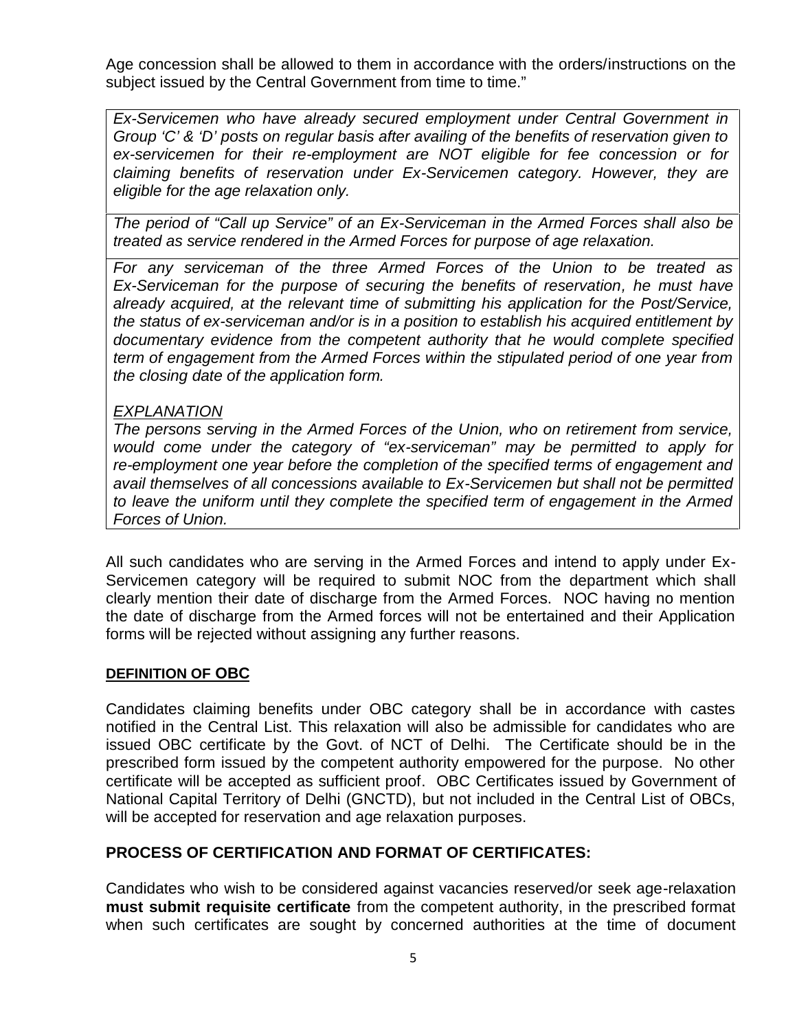Age concession shall be allowed to them in accordance with the orders/instructions on the subject issued by the Central Government from time to time."

| *Ex-Servicemen who have already secured employment under Central Government in Group 'C' & 'D' posts on regular basis after availing of the benefits of reservation given to ex-servicemen for their re-employment are NOT eligible for fee concession or for claiming benefits of reservation under Ex-Servicemen category. However, they are eligible for the age relaxation only.* |
|---|
| *The period of "Call up Service" of an Ex-Serviceman in the Armed Forces shall also be treated as service rendered in the Armed Forces for purpose of age relaxation.* |
| *For any serviceman of the three Armed Forces of the Union to be treated as Ex-Serviceman for the purpose of securing the benefits of reservation, he must have already acquired, at the relevant time of submitting his application for the Post/Service, the status of ex-serviceman and/or is in a position to establish his acquired entitlement by documentary evidence from the competent authority that he would complete specified term of engagement from the Armed Forces within the stipulated period of one year from the closing date of the application form.*<br><br>*EXPLANATION*<br>*The persons serving in the Armed Forces of the Union, who on retirement from service, would come under the category of "ex-serviceman" may be permitted to apply for re-employment one year before the completion of the specified terms of engagement and avail themselves of all concessions available to Ex-Servicemen but shall not be permitted to leave the uniform until they complete the specified term of engagement in the Armed Forces of Union.* |

All such candidates who are serving in the Armed Forces and intend to apply under Ex-Servicemen category will be required to submit NOC from the department which shall clearly mention their date of discharge from the Armed Forces. NOC having no mention the date of discharge from the Armed forces will not be entertained and their Application forms will be rejected without assigning any further reasons.

**DEFINITION OF OBC**

Candidates claiming benefits under OBC category shall be in accordance with castes notified in the Central List. This relaxation will also be admissible for candidates who are issued OBC certificate by the Govt. of NCT of Delhi. The Certificate should be in the prescribed form issued by the competent authority empowered for the purpose. No other certificate will be accepted as sufficient proof. OBC Certificates issued by Government of National Capital Territory of Delhi (GNCTD), but not included in the Central List of OBCs, will be accepted for reservation and age relaxation purposes.

**PROCESS OF CERTIFICATION AND FORMAT OF CERTIFICATES:**

Candidates who wish to be considered against vacancies reserved/or seek age-relaxation **must submit requisite certificate** from the competent authority, in the prescribed format when such certificates are sought by concerned authorities at the time of document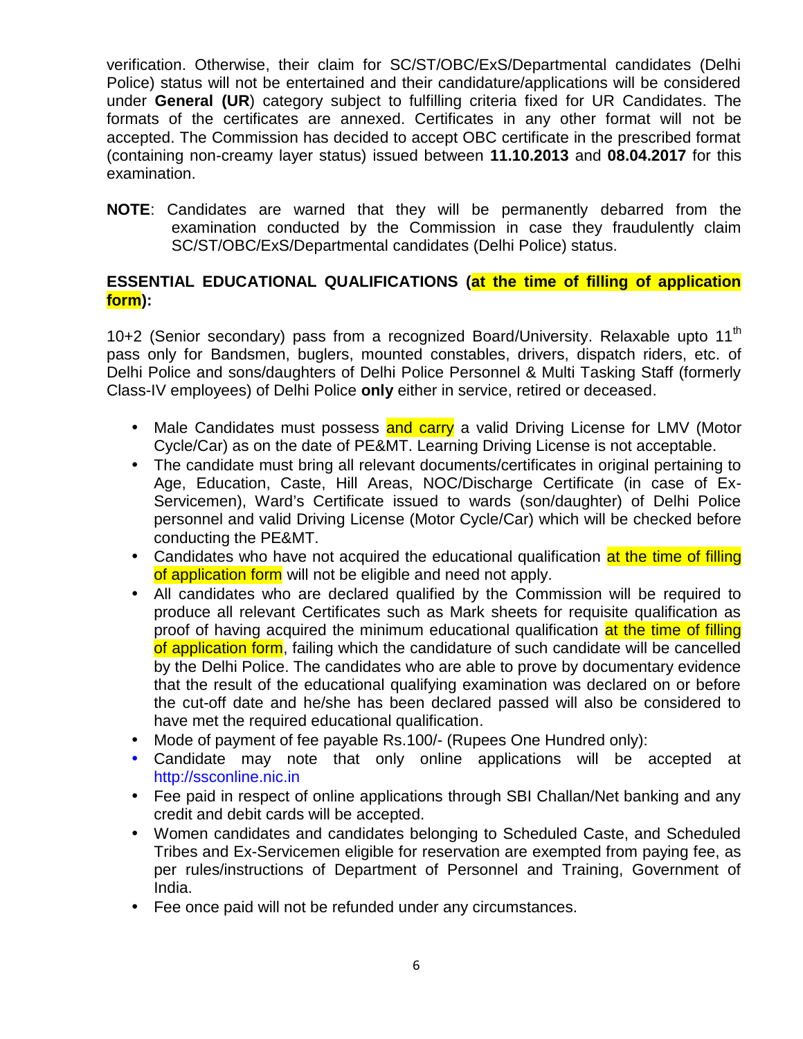verification. Otherwise, their claim for SC/ST/OBC/ExS/Departmental candidates (Delhi Police) status will not be entertained and their candidature/applications will be considered under **General (UR**) category subject to fulfilling criteria fixed for UR Candidates. The formats of the certificates are annexed. Certificates in any other format will not be accepted. The Commission has decided to accept OBC certificate in the prescribed format (containing non-creamy layer status) issued between **11.10.2013** and **08.04.2017** for this examination.

**NOTE**: Candidates are warned that they will be permanently debarred from the examination conducted by the Commission in case they fraudulently claim SC/ST/OBC/ExS/Departmental candidates (Delhi Police) status.

**ESSENTIAL EDUCATIONAL QUALIFICATIONS (at the time of filling of application form):**

10+2 (Senior secondary) pass from a recognized Board/University. Relaxable upto 11th pass only for Bandsmen, buglers, mounted constables, drivers, dispatch riders, etc. of Delhi Police and sons/daughters of Delhi Police Personnel & Multi Tasking Staff (formerly Class-IV employees) of Delhi Police **only** either in service, retired or deceased.

- Male Candidates must possess and carry a valid Driving License for LMV (Motor Cycle/Car) as on the date of PE&MT. Learning Driving License is not acceptable.
- The candidate must bring all relevant documents/certificates in original pertaining to Age, Education, Caste, Hill Areas, NOC/Discharge Certificate (in case of Ex-Servicemen), Ward's Certificate issued to wards (son/daughter) of Delhi Police personnel and valid Driving License (Motor Cycle/Car) which will be checked before conducting the PE&MT.
- Candidates who have not acquired the educational qualification at the time of filling of application form will not be eligible and need not apply.
- All candidates who are declared qualified by the Commission will be required to produce all relevant Certificates such as Mark sheets for requisite qualification as proof of having acquired the minimum educational qualification at the time of filling of application form, failing which the candidature of such candidate will be cancelled by the Delhi Police. The candidates who are able to prove by documentary evidence that the result of the educational qualifying examination was declared on or before the cut-off date and he/she has been declared passed will also be considered to have met the required educational qualification.
- Mode of payment of fee payable Rs.100/- (Rupees One Hundred only):
- Candidate may note that only online applications will be accepted at http://ssconline.nic.in
- Fee paid in respect of online applications through SBI Challan/Net banking and any credit and debit cards will be accepted.
- Women candidates and candidates belonging to Scheduled Caste, and Scheduled Tribes and Ex-Servicemen eligible for reservation are exempted from paying fee, as per rules/instructions of Department of Personnel and Training, Government of India.
- Fee once paid will not be refunded under any circumstances.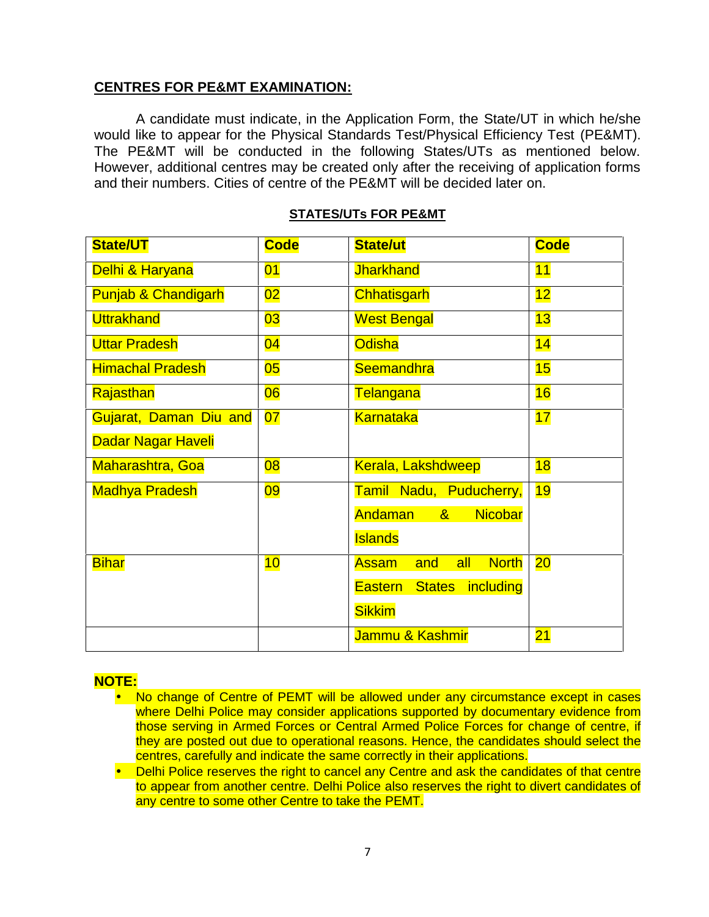**CENTRES FOR PE&MT EXAMINATION:**

A candidate must indicate, in the Application Form, the State/UT in which he/she would like to appear for the Physical Standards Test/Physical Efficiency Test (PE&MT). The PE&MT will be conducted in the following States/UTs as mentioned below. However, additional centres may be created only after the receiving of application forms and their numbers. Cities of centre of the PE&MT will be decided later on.

**STATES/UTs FOR PE&MT**

| State/UT | Code | State/ut | Code |
|---|---|---|---|
| Delhi & Haryana | 01 | Jharkhand | 11 |
| Punjab & Chandigarh | 02 | Chhatisgarh | 12 |
| Uttrakhand | 03 | West Bengal | 13 |
| Uttar Pradesh | 04 | Odisha | 14 |
| Himachal Pradesh | 05 | Seemandhra | 15 |
| Rajasthan | 06 | Telangana | 16 |
| Gujarat, Daman Diu and Dadar Nagar Haveli | 07 | Karnataka | 17 |
| Maharashtra, Goa | 08 | Kerala, Lakshdweep | 18 |
| Madhya Pradesh | 09 | Tamil Nadu, Puducherry, Andaman & Nicobar Islands | 19 |
| Bihar | 10 | Assam and all North Eastern States including Sikkim | 20 |
| | | Jammu & Kashmir | 21 |

**NOTE:**

- No change of Centre of PEMT will be allowed under any circumstance except in cases where Delhi Police may consider applications supported by documentary evidence from those serving in Armed Forces or Central Armed Police Forces for change of centre, if they are posted out due to operational reasons. Hence, the candidates should select the centres, carefully and indicate the same correctly in their applications.
- Delhi Police reserves the right to cancel any Centre and ask the candidates of that centre to appear from another centre. Delhi Police also reserves the right to divert candidates of any centre to some other Centre to take the PEMT.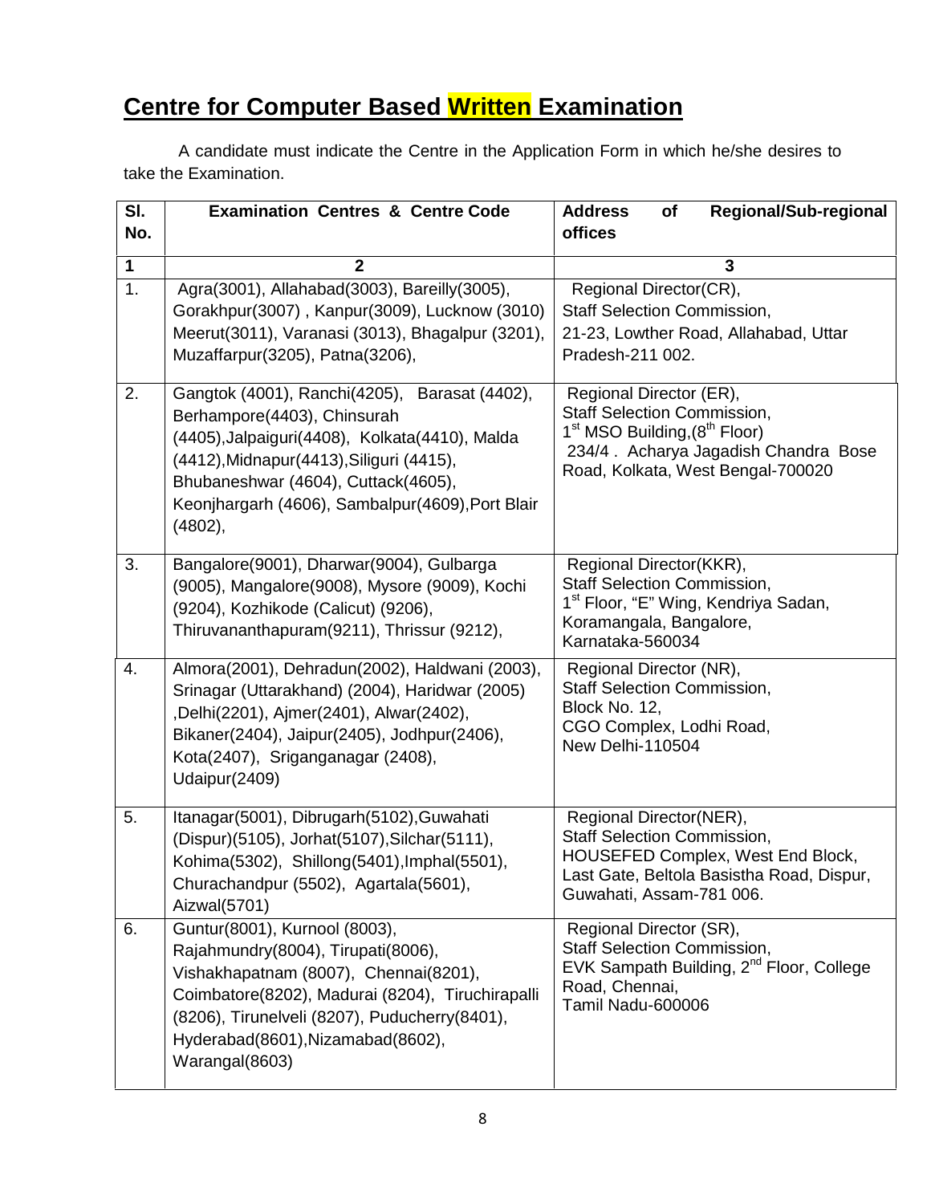## Centre for Computer Based Written Examination

A candidate must indicate the Centre in the Application Form in which he/she desires to take the Examination.

| Sl. No. | Examination Centres & Centre Code | Address of Regional/Sub-regional offices |
|---|---|---|
| 1 | 2 | 3 |
| 1. | Agra(3001), Allahabad(3003), Bareilly(3005), Gorakhpur(3007) , Kanpur(3009), Lucknow (3010) Meerut(3011), Varanasi (3013), Bhagalpur (3201), Muzaffarpur(3205), Patna(3206), | Regional Director(CR), Staff Selection Commission, 21-23, Lowther Road, Allahabad, Uttar Pradesh-211 002. |
| 2. | Gangtok (4001), Ranchi(4205), Barasat (4402), Berhampore(4403), Chinsurah (4405),Jalpaiguri(4408), Kolkata(4410), Malda (4412),Midnapur(4413),Siliguri (4415), Bhubaneshwar (4604), Cuttack(4605), Keonjhargarh (4606), Sambalpur(4609),Port Blair (4802), | Regional Director (ER), Staff Selection Commission, 1st MSO Building,(8th Floor) 234/4 . Acharya Jagadish Chandra Bose Road, Kolkata, West Bengal-700020 |
| 3. | Bangalore(9001), Dharwar(9004), Gulbarga (9005), Mangalore(9008), Mysore (9009), Kochi (9204), Kozhikode (Calicut) (9206), Thiruvananthapuram(9211), Thrissur (9212), | Regional Director(KKR), Staff Selection Commission, 1st Floor, "E" Wing, Kendriya Sadan, Koramangala, Bangalore, Karnataka-560034 |
| 4. | Almora(2001), Dehradun(2002), Haldwani (2003), Srinagar (Uttarakhand) (2004), Haridwar (2005) ,Delhi(2201), Ajmer(2401), Alwar(2402), Bikaner(2404), Jaipur(2405), Jodhpur(2406), Kota(2407), Sriganganagar (2408), Udaipur(2409) | Regional Director (NR), Staff Selection Commission, Block No. 12, CGO Complex, Lodhi Road, New Delhi-110504 |
| 5. | Itanagar(5001), Dibrugarh(5102),Guwahati (Dispur)(5105), Jorhat(5107),Silchar(5111), Kohima(5302), Shillong(5401),Imphal(5501), Churachandpur (5502), Agartala(5601), Aizwal(5701) | Regional Director(NER), Staff Selection Commission, HOUSEFED Complex, West End Block, Last Gate, Beltola Basistha Road, Dispur, Guwahati, Assam-781 006. |
| 6. | Guntur(8001), Kurnool (8003), Rajahmundry(8004), Tirupati(8006), Vishakhapatnam (8007), Chennai(8201), Coimbatore(8202), Madurai (8204), Tiruchirapalli (8206), Tirunelveli (8207), Puducherry(8401), Hyderabad(8601),Nizamabad(8602), Warangal(8603) | Regional Director (SR), Staff Selection Commission, EVK Sampath Building, 2nd Floor, College Road, Chennai, Tamil Nadu-600006 |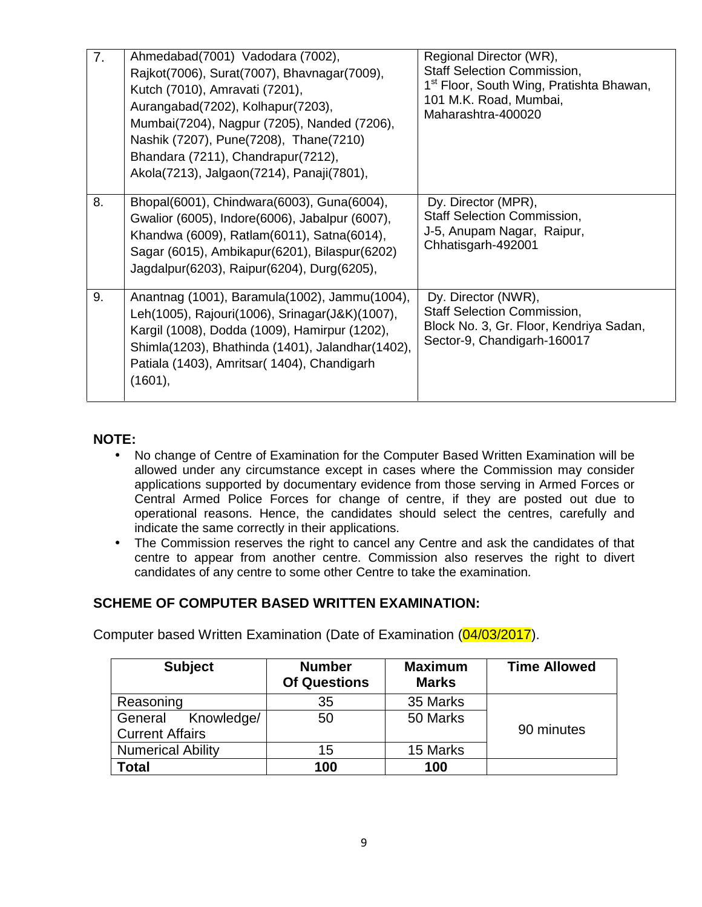| 7. | Ahmedabad(7001) Vadodara (7002), Rajkot(7006), Surat(7007), Bhavnagar(7009), Kutch (7010), Amravati (7201), Aurangabad(7202), Kolhapur(7203), Mumbai(7204), Nagpur (7205), Nanded (7206), Nashik (7207), Pune(7208), Thane(7210) Bhandara (7211), Chandrapur(7212), Akola(7213), Jalgaon(7214), Panaji(7801), | Regional Director (WR), Staff Selection Commission, 1st Floor, South Wing, Pratishta Bhawan, 101 M.K. Road, Mumbai, Maharashtra-400020 |
|---|---|---|
| 8. | Bhopal(6001), Chindwara(6003), Guna(6004), Gwalior (6005), Indore(6006), Jabalpur (6007), Khandwa (6009), Ratlam(6011), Satna(6014), Sagar (6015), Ambikapur(6201), Bilaspur(6202) Jagdalpur(6203), Raipur(6204), Durg(6205), | Dy. Director (MPR), Staff Selection Commission, J-5, Anupam Nagar, Raipur, Chhatisgarh-492001 |
| 9. | Anantnag (1001), Baramula(1002), Jammu(1004), Leh(1005), Rajouri(1006), Srinagar(J&K)(1007), Kargil (1008), Dodda (1009), Hamirpur (1202), Shimla(1203), Bhathinda (1401), Jalandhar(1402), Patiala (1403), Amritsar( 1404), Chandigarh (1601), | Dy. Director (NWR), Staff Selection Commission, Block No. 3, Gr. Floor, Kendriya Sadan, Sector-9, Chandigarh-160017 |

**NOTE:**

- No change of Centre of Examination for the Computer Based Written Examination will be allowed under any circumstance except in cases where the Commission may consider applications supported by documentary evidence from those serving in Armed Forces or Central Armed Police Forces for change of centre, if they are posted out due to operational reasons. Hence, the candidates should select the centres, carefully and indicate the same correctly in their applications.
- The Commission reserves the right to cancel any Centre and ask the candidates of that centre to appear from another centre. Commission also reserves the right to divert candidates of any centre to some other Centre to take the examination.

## SCHEME OF COMPUTER BASED WRITTEN EXAMINATION:

Computer based Written Examination (Date of Examination (04/03/2017).

| Subject | Number Of Questions | Maximum Marks | Time Allowed |
|---|---|---|---|
| Reasoning | 35 | 35 Marks | 90 minutes |
| General Knowledge/ Current Affairs | 50 | 50 Marks | |
| Numerical Ability | 15 | 15 Marks | |
| **Total** | **100** | **100** | |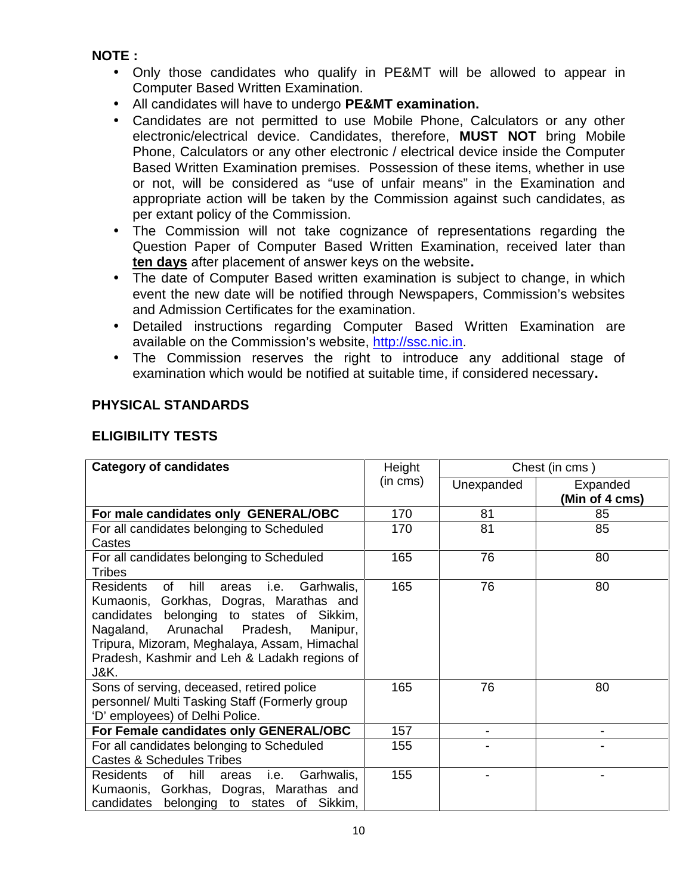**NOTE :**

- Only those candidates who qualify in PE&MT will be allowed to appear in Computer Based Written Examination.
- All candidates will have to undergo **PE&MT examination.**
- Candidates are not permitted to use Mobile Phone, Calculators or any other electronic/electrical device. Candidates, therefore, **MUST NOT** bring Mobile Phone, Calculators or any other electronic / electrical device inside the Computer Based Written Examination premises. Possession of these items, whether in use or not, will be considered as "use of unfair means" in the Examination and appropriate action will be taken by the Commission against such candidates, as per extant policy of the Commission.
- The Commission will not take cognizance of representations regarding the Question Paper of Computer Based Written Examination, received later than **ten days** after placement of answer keys on the website**.**
- The date of Computer Based written examination is subject to change, in which event the new date will be notified through Newspapers, Commission's websites and Admission Certificates for the examination.
- Detailed instructions regarding Computer Based Written Examination are available on the Commission's website, http://ssc.nic.in.
- The Commission reserves the right to introduce any additional stage of examination which would be notified at suitable time, if considered necessary**.**

## PHYSICAL STANDARDS

## ELIGIBILITY TESTS

| **Category of candidates** | Height (in cms) | Chest (in cms ) | |
|---|---|---|---|
| | | Unexpanded | Expanded **(Min of 4 cms)** |
| **For male candidates only GENERAL/OBC** | 170 | 81 | 85 |
| For all candidates belonging to Scheduled Castes | 170 | 81 | 85 |
| For all candidates belonging to Scheduled Tribes | 165 | 76 | 80 |
| Residents of hill areas i.e. Garhwalis, Kumaonis, Gorkhas, Dogras, Marathas and candidates belonging to states of Sikkim, Nagaland, Arunachal Pradesh, Manipur, Tripura, Mizoram, Meghalaya, Assam, Himachal Pradesh, Kashmir and Leh & Ladakh regions of J&K. | 165 | 76 | 80 |
| Sons of serving, deceased, retired police personnel/ Multi Tasking Staff (Formerly group 'D' employees) of Delhi Police. | 165 | 76 | 80 |
| **For Female candidates only GENERAL/OBC** | 157 | - | - |
| For all candidates belonging to Scheduled Castes & Schedules Tribes | 155 | - | - |
| Residents of hill areas i.e. Garhwalis, Kumaonis, Gorkhas, Dogras, Marathas and candidates belonging to states of Sikkim, | 155 | - | - |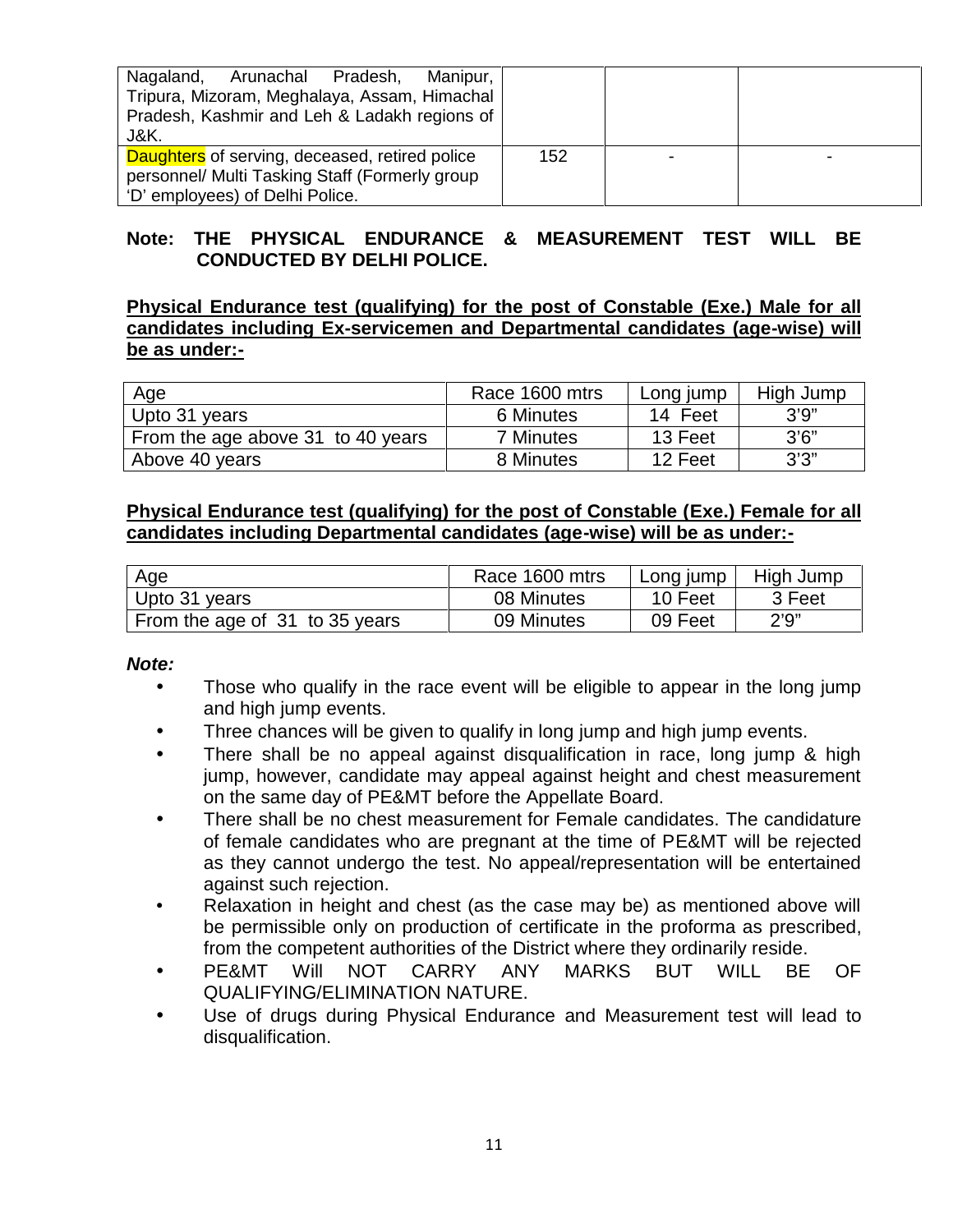| | | | |
|---|---|---|---|
| Nagaland, Arunachal Pradesh, Manipur, Tripura, Mizoram, Meghalaya, Assam, Himachal Pradesh, Kashmir and Leh & Ladakh regions of J&K. | | | |
| Daughters of serving, deceased, retired police personnel/ Multi Tasking Staff (Formerly group 'D' employees) of Delhi Police. | 152 | - | - |

**Note: THE PHYSICAL ENDURANCE & MEASUREMENT TEST WILL BE CONDUCTED BY DELHI POLICE.**

**<u>Physical Endurance test (qualifying) for the post of Constable (Exe.) Male for all candidates including Ex-servicemen and Departmental candidates (age-wise) will be as under:-</u>**

| Age | Race 1600 mtrs | Long jump | High Jump |
|---|---|---|---|
| Upto 31 years | 6 Minutes | 14 Feet | 3'9" |
| From the age above 31 to 40 years | 7 Minutes | 13 Feet | 3'6" |
| Above 40 years | 8 Minutes | 12 Feet | 3'3" |

**<u>Physical Endurance test (qualifying) for the post of Constable (Exe.) Female for all candidates including Departmental candidates (age-wise) will be as under:-</u>**

| Age | Race 1600 mtrs | Long jump | High Jump |
|---|---|---|---|
| Upto 31 years | 08 Minutes | 10 Feet | 3 Feet |
| From the age of 31 to 35 years | 09 Minutes | 09 Feet | 2'9" |

***Note:***

- Those who qualify in the race event will be eligible to appear in the long jump and high jump events.
- Three chances will be given to qualify in long jump and high jump events.
- There shall be no appeal against disqualification in race, long jump & high jump, however, candidate may appeal against height and chest measurement on the same day of PE&MT before the Appellate Board.
- There shall be no chest measurement for Female candidates. The candidature of female candidates who are pregnant at the time of PE&MT will be rejected as they cannot undergo the test. No appeal/representation will be entertained against such rejection.
- Relaxation in height and chest (as the case may be) as mentioned above will be permissible only on production of certificate in the proforma as prescribed, from the competent authorities of the District where they ordinarily reside.
- PE&MT Will NOT CARRY ANY MARKS BUT WILL BE OF QUALIFYING/ELIMINATION NATURE.
- Use of drugs during Physical Endurance and Measurement test will lead to disqualification.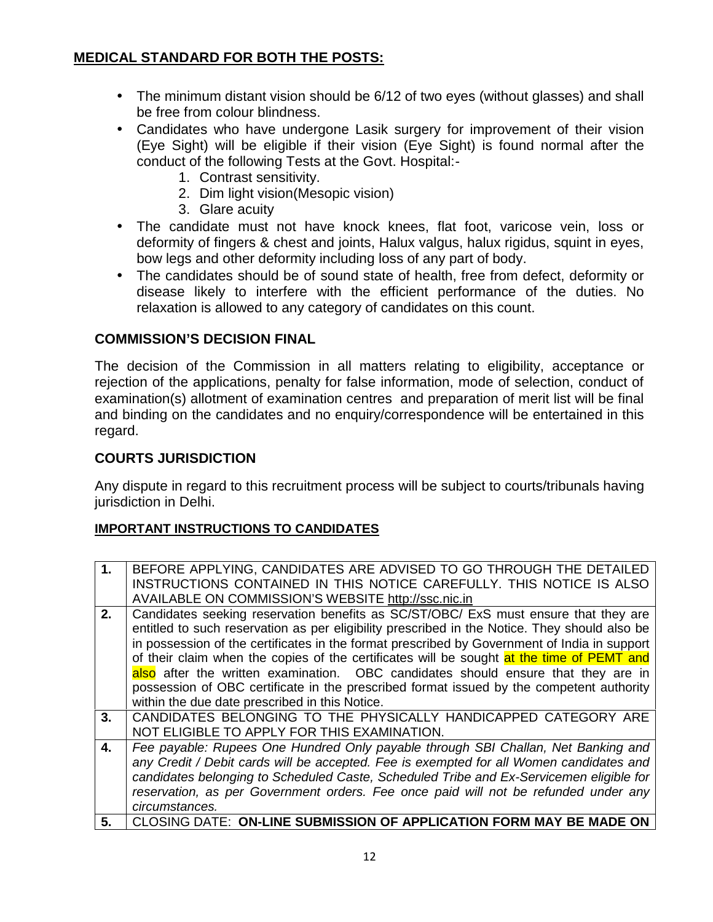## **MEDICAL STANDARD FOR BOTH THE POSTS:**

- The minimum distant vision should be 6/12 of two eyes (without glasses) and shall be free from colour blindness.
- Candidates who have undergone Lasik surgery for improvement of their vision (Eye Sight) will be eligible if their vision (Eye Sight) is found normal after the conduct of the following Tests at the Govt. Hospital:-
    1. Contrast sensitivity.
    2. Dim light vision(Mesopic vision)
    3. Glare acuity
- The candidate must not have knock knees, flat foot, varicose vein, loss or deformity of fingers & chest and joints, Halux valgus, halux rigidus, squint in eyes, bow legs and other deformity including loss of any part of body.
- The candidates should be of sound state of health, free from defect, deformity or disease likely to interfere with the efficient performance of the duties. No relaxation is allowed to any category of candidates on this count.

### COMMISSION'S DECISION FINAL

The decision of the Commission in all matters relating to eligibility, acceptance or rejection of the applications, penalty for false information, mode of selection, conduct of examination(s) allotment of examination centres and preparation of merit list will be final and binding on the candidates and no enquiry/correspondence will be entertained in this regard.

### COURTS JURISDICTION

Any dispute in regard to this recruitment process will be subject to courts/tribunals having jurisdiction in Delhi.

### **IMPORTANT INSTRUCTIONS TO CANDIDATES**

| | |
|---|---|
| **1.** | BEFORE APPLYING, CANDIDATES ARE ADVISED TO GO THROUGH THE DETAILED INSTRUCTIONS CONTAINED IN THIS NOTICE CAREFULLY. THIS NOTICE IS ALSO AVAILABLE ON COMMISSION'S WEBSITE http://ssc.nic.in |
| **2.** | Candidates seeking reservation benefits as SC/ST/OBC/ ExS must ensure that they are entitled to such reservation as per eligibility prescribed in the Notice. They should also be in possession of the certificates in the format prescribed by Government of India in support of their claim when the copies of the certificates will be sought at the time of PEMT and also after the written examination. OBC candidates should ensure that they are in possession of OBC certificate in the prescribed format issued by the competent authority within the due date prescribed in this Notice. |
| **3.** | CANDIDATES BELONGING TO THE PHYSICALLY HANDICAPPED CATEGORY ARE NOT ELIGIBLE TO APPLY FOR THIS EXAMINATION. |
| **4.** | *Fee payable: Rupees One Hundred Only payable through SBI Challan, Net Banking and any Credit / Debit cards will be accepted. Fee is exempted for all Women candidates and candidates belonging to Scheduled Caste, Scheduled Tribe and Ex-Servicemen eligible for reservation, as per Government orders. Fee once paid will not be refunded under any circumstances.* |
| **5.** | CLOSING DATE: **ON-LINE SUBMISSION OF APPLICATION FORM MAY BE MADE ON** |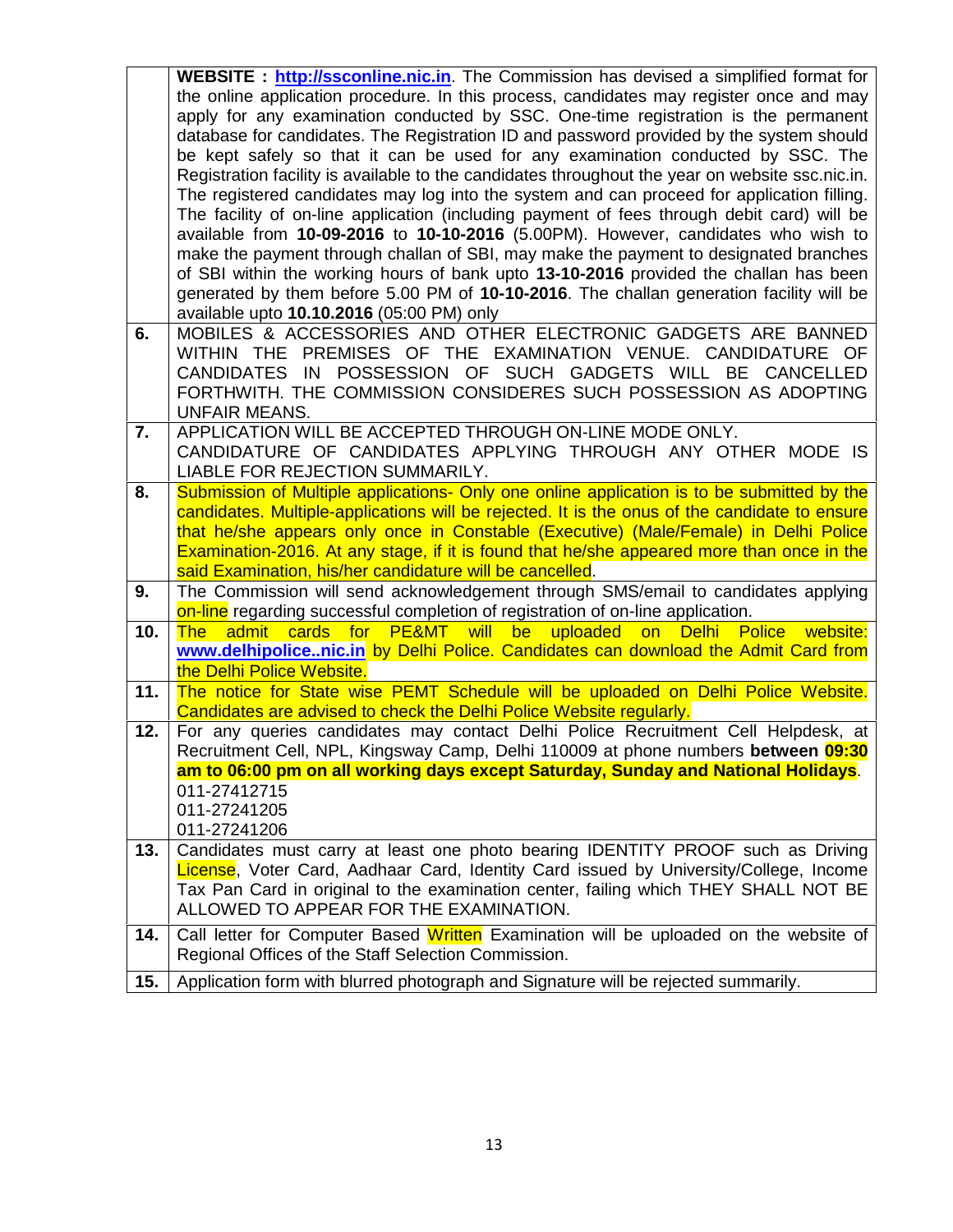| | |
|---|---|
| | **WEBSITE : http://ssconline.nic.in**. The Commission has devised a simplified format for the online application procedure. In this process, candidates may register once and may apply for any examination conducted by SSC. One-time registration is the permanent database for candidates. The Registration ID and password provided by the system should be kept safely so that it can be used for any examination conducted by SSC. The Registration facility is available to the candidates throughout the year on website ssc.nic.in. The registered candidates may log into the system and can proceed for application filling. The facility of on-line application (including payment of fees through debit card) will be available from **10-09-2016** to **10-10-2016** (5.00PM). However, candidates who wish to make the payment through challan of SBI, may make the payment to designated branches of SBI within the working hours of bank upto **13-10-2016** provided the challan has been generated by them before 5.00 PM of **10-10-2016**. The challan generation facility will be available upto **10.10.2016** (05:00 PM) only |
| **6.** | MOBILES & ACCESSORIES AND OTHER ELECTRONIC GADGETS ARE BANNED WITHIN THE PREMISES OF THE EXAMINATION VENUE. CANDIDATURE OF CANDIDATES IN POSSESSION OF SUCH GADGETS WILL BE CANCELLED FORTHWITH. THE COMMISSION CONSIDERES SUCH POSSESSION AS ADOPTING UNFAIR MEANS. |
| **7.** | APPLICATION WILL BE ACCEPTED THROUGH ON-LINE MODE ONLY. CANDIDATURE OF CANDIDATES APPLYING THROUGH ANY OTHER MODE IS LIABLE FOR REJECTION SUMMARILY. |
| **8.** | Submission of Multiple applications- Only one online application is to be submitted by the candidates. Multiple-applications will be rejected. It is the onus of the candidate to ensure that he/she appears only once in Constable (Executive) (Male/Female) in Delhi Police Examination-2016. At any stage, if it is found that he/she appeared more than once in the said Examination, his/her candidature will be cancelled. |
| **9.** | The Commission will send acknowledgement through SMS/email to candidates applying on-line regarding successful completion of registration of on-line application. |
| **10.** | The admit cards for PE&MT will be uploaded on Delhi Police website: **www.delhipolice..nic.in** by Delhi Police. Candidates can download the Admit Card from the Delhi Police Website. |
| **11.** | The notice for State wise PEMT Schedule will be uploaded on Delhi Police Website. Candidates are advised to check the Delhi Police Website regularly. |
| **12.** | For any queries candidates may contact Delhi Police Recruitment Cell Helpdesk, at Recruitment Cell, NPL, Kingsway Camp, Delhi 110009 at phone numbers **between 09:30 am to 06:00 pm on all working days except Saturday, Sunday and National Holidays**.<br>011-27412715<br>011-27241205<br>011-27241206 |
| **13.** | Candidates must carry at least one photo bearing IDENTITY PROOF such as Driving License, Voter Card, Aadhaar Card, Identity Card issued by University/College, Income Tax Pan Card in original to the examination center, failing which THEY SHALL NOT BE ALLOWED TO APPEAR FOR THE EXAMINATION. |
| **14.** | Call letter for Computer Based Written Examination will be uploaded on the website of Regional Offices of the Staff Selection Commission. |
| **15.** | Application form with blurred photograph and Signature will be rejected summarily. |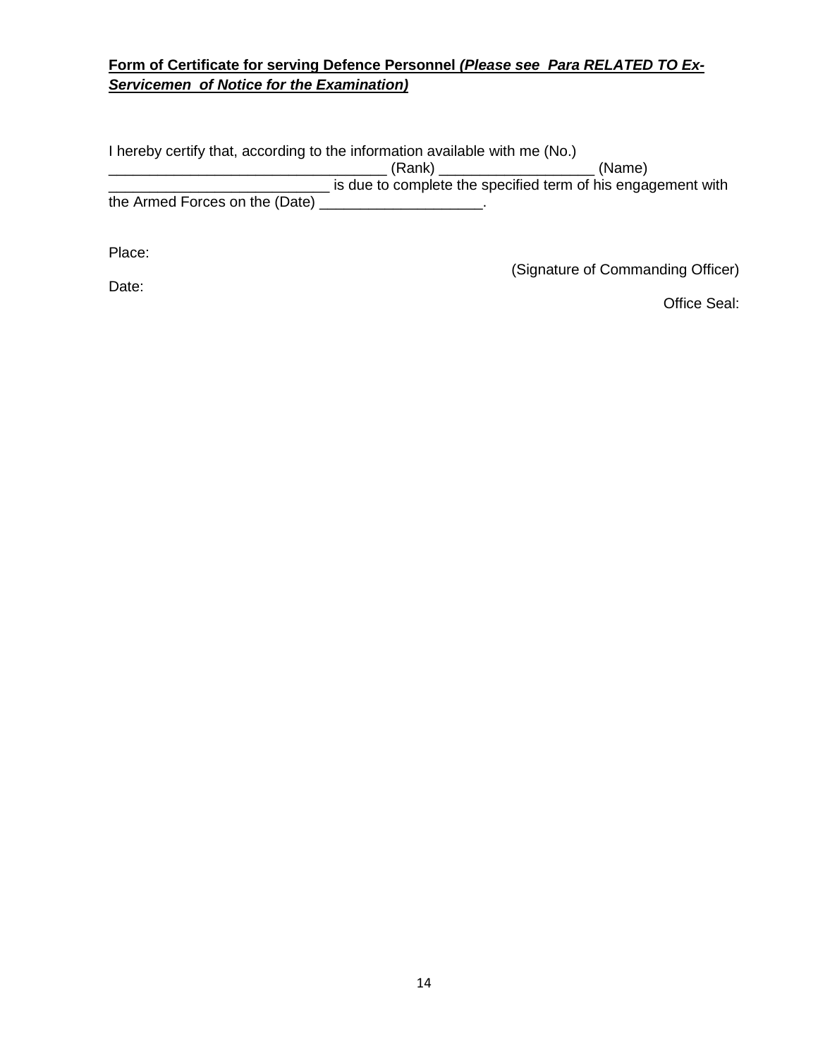**Form of Certificate for serving Defence Personnel *(Please see Para RELATED TO Ex-Servicemen of Notice for the Examination)***

I hereby certify that, according to the information available with me (No.) _________________________________ (Rank) __________________ (Name) ___________________________ is due to complete the specified term of his engagement with the Armed Forces on the (Date) ___________________.

Place:

(Signature of Commanding Officer)

Date:

Office Seal: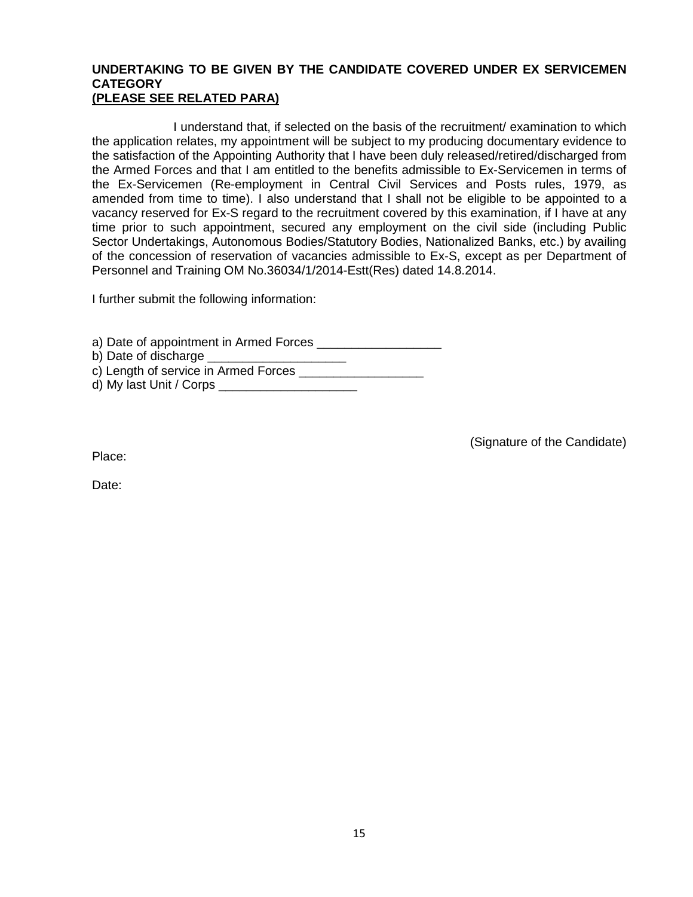**UNDERTAKING TO BE GIVEN BY THE CANDIDATE COVERED UNDER EX SERVICEMEN CATEGORY**
**(PLEASE SEE RELATED PARA)**

I understand that, if selected on the basis of the recruitment/ examination to which the application relates, my appointment will be subject to my producing documentary evidence to the satisfaction of the Appointing Authority that I have been duly released/retired/discharged from the Armed Forces and that I am entitled to the benefits admissible to Ex-Servicemen in terms of the Ex-Servicemen (Re-employment in Central Civil Services and Posts rules, 1979, as amended from time to time). I also understand that I shall not be eligible to be appointed to a vacancy reserved for Ex-S regard to the recruitment covered by this examination, if I have at any time prior to such appointment, secured any employment on the civil side (including Public Sector Undertakings, Autonomous Bodies/Statutory Bodies, Nationalized Banks, etc.) by availing of the concession of reservation of vacancies admissible to Ex-S, except as per Department of Personnel and Training OM No.36034/1/2014-Estt(Res) dated 14.8.2014.

I further submit the following information:

a) Date of appointment in Armed Forces __________________
b) Date of discharge ____________________
c) Length of service in Armed Forces __________________
d) My last Unit / Corps ____________________

(Signature of the Candidate)

Place:

Date: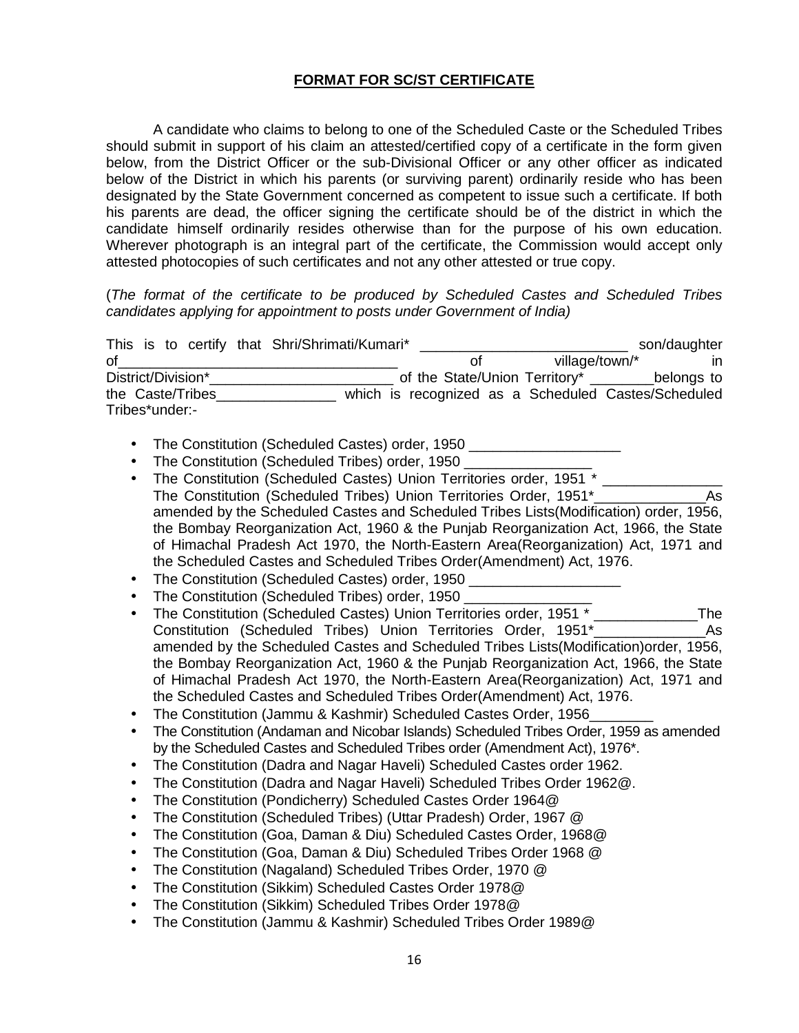**FORMAT FOR SC/ST CERTIFICATE**

A candidate who claims to belong to one of the Scheduled Caste or the Scheduled Tribes should submit in support of his claim an attested/certified copy of a certificate in the form given below, from the District Officer or the sub-Divisional Officer or any other officer as indicated below of the District in which his parents (or surviving parent) ordinarily reside who has been designated by the State Government concerned as competent to issue such a certificate. If both his parents are dead, the officer signing the certificate should be of the district in which the candidate himself ordinarily resides otherwise than for the purpose of his own education. Wherever photograph is an integral part of the certificate, the Commission would accept only attested photocopies of such certificates and not any other attested or true copy.

(*The format of the certificate to be produced by Scheduled Castes and Scheduled Tribes candidates applying for appointment to posts under Government of India)*

This is to certify that Shri/Shrimati/Kumari* __________________________ son/daughter of___________________________________ of village/town/* in District/Division*_______________________ of the State/Union Territory* ________belongs to the Caste/Tribes_______________ which is recognized as a Scheduled Castes/Scheduled Tribes*under:-

- The Constitution (Scheduled Castes) order, 1950 ___________________
- The Constitution (Scheduled Tribes) order, 1950 ________________
- The Constitution (Scheduled Castes) Union Territories order, 1951 * _______________ The Constitution (Scheduled Tribes) Union Territories Order, 1951*______________As amended by the Scheduled Castes and Scheduled Tribes Lists(Modification) order, 1956, the Bombay Reorganization Act, 1960 & the Punjab Reorganization Act, 1966, the State of Himachal Pradesh Act 1970, the North-Eastern Area(Reorganization) Act, 1971 and the Scheduled Castes and Scheduled Tribes Order(Amendment) Act, 1976.
- The Constitution (Scheduled Castes) order, 1950 ___________________
- The Constitution (Scheduled Tribes) order, 1950 ________________
- The Constitution (Scheduled Castes) Union Territories order, 1951 * _____________The Constitution (Scheduled Tribes) Union Territories Order, 1951*______________As amended by the Scheduled Castes and Scheduled Tribes Lists(Modification)order, 1956, the Bombay Reorganization Act, 1960 & the Punjab Reorganization Act, 1966, the State of Himachal Pradesh Act 1970, the North-Eastern Area(Reorganization) Act, 1971 and the Scheduled Castes and Scheduled Tribes Order(Amendment) Act, 1976.
- The Constitution (Jammu & Kashmir) Scheduled Castes Order, 1956________
- The Constitution (Andaman and Nicobar Islands) Scheduled Tribes Order, 1959 as amended by the Scheduled Castes and Scheduled Tribes order (Amendment Act), 1976*.
- The Constitution (Dadra and Nagar Haveli) Scheduled Castes order 1962.
- The Constitution (Dadra and Nagar Haveli) Scheduled Tribes Order 1962@.
- The Constitution (Pondicherry) Scheduled Castes Order 1964@
- The Constitution (Scheduled Tribes) (Uttar Pradesh) Order, 1967 @
- The Constitution (Goa, Daman & Diu) Scheduled Castes Order, 1968@
- The Constitution (Goa, Daman & Diu) Scheduled Tribes Order 1968 @
- The Constitution (Nagaland) Scheduled Tribes Order, 1970 @
- The Constitution (Sikkim) Scheduled Castes Order 1978@
- The Constitution (Sikkim) Scheduled Tribes Order 1978@
- The Constitution (Jammu & Kashmir) Scheduled Tribes Order 1989@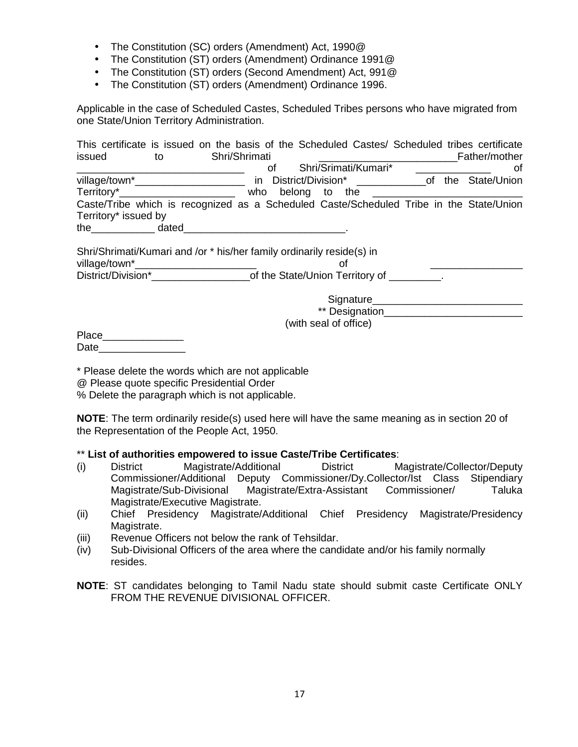- The Constitution (SC) orders (Amendment) Act, 1990@
- The Constitution (ST) orders (Amendment) Ordinance 1991@
- The Constitution (ST) orders (Second Amendment) Act, 991@
- The Constitution (ST) orders (Amendment) Ordinance 1996.

Applicable in the case of Scheduled Castes, Scheduled Tribes persons who have migrated from one State/Union Territory Administration.

This certificate is issued on the basis of the Scheduled Castes/ Scheduled tribes certificate issued to Shri/Shrimati ________________________Father/mother _____________________________ of Shri/Srimati/Kumari* _____________ of village/town*___________________ in District/Division* ____________of the State/Union Territory*____________________ who belong to the __________________________ Caste/Tribe which is recognized as a Scheduled Caste/Scheduled Tribe in the State/Union Territory* issued by the___________ dated____________________________.

Shri/Shrimati/Kumari and /or * his/her family ordinarily reside(s) in village/town*_____________________ of ________________ District/Division*_________________of the State/Union Territory of _________.

Signature__________________________
** Designation________________________
(with seal of office)

Place______________
Date_______________

* Please delete the words which are not applicable
@ Please quote specific Presidential Order
% Delete the paragraph which is not applicable.

**NOTE**: The term ordinarily reside(s) used here will have the same meaning as in section 20 of the Representation of the People Act, 1950.

** **List of authorities empowered to issue Caste/Tribe Certificates**:

(i) District Magistrate/Additional District Magistrate/Collector/Deputy Commissioner/Additional Deputy Commissioner/Dy.Collector/Ist Class Stipendiary Magistrate/Sub-Divisional Magistrate/Extra-Assistant Commissioner/ Taluka Magistrate/Executive Magistrate.

(ii) Chief Presidency Magistrate/Additional Chief Presidency Magistrate/Presidency Magistrate.

(iii) Revenue Officers not below the rank of Tehsildar.

(iv) Sub-Divisional Officers of the area where the candidate and/or his family normally resides.

**NOTE**: ST candidates belonging to Tamil Nadu state should submit caste Certificate ONLY FROM THE REVENUE DIVISIONAL OFFICER.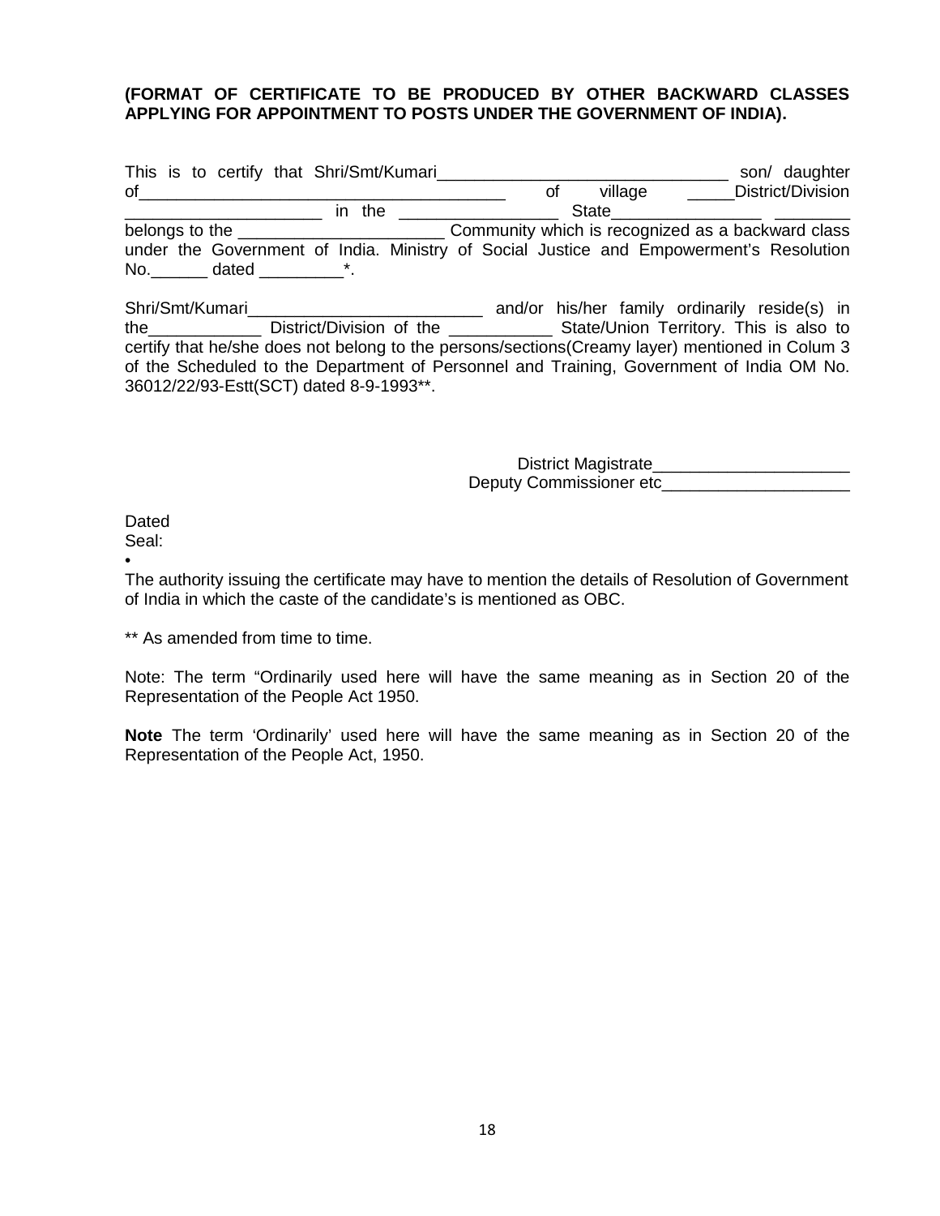**(FORMAT OF CERTIFICATE TO BE PRODUCED BY OTHER BACKWARD CLASSES APPLYING FOR APPOINTMENT TO POSTS UNDER THE GOVERNMENT OF INDIA).**

This is to certify that Shri/Smt/Kumari_______________________________ son/ daughter of_______________________________________ of village _____District/Division _____________________ in the _________________ State________________ ________ belongs to the ______________________ Community which is recognized as a backward class under the Government of India. Ministry of Social Justice and Empowerment's Resolution No.______ dated _________*.

Shri/Smt/Kumari_________________________ and/or his/her family ordinarily reside(s) in the____________ District/Division of the ___________ State/Union Territory. This is also to certify that he/she does not belong to the persons/sections(Creamy layer) mentioned in Colum 3 of the Scheduled to the Department of Personnel and Training, Government of India OM No. 36012/22/93-Estt(SCT) dated 8-9-1993**.

District Magistrate_____________________
Deputy Commissioner etc____________________

Dated
Seal:

•
The authority issuing the certificate may have to mention the details of Resolution of Government of India in which the caste of the candidate's is mentioned as OBC.

** As amended from time to time.

Note: The term "Ordinarily used here will have the same meaning as in Section 20 of the Representation of the People Act 1950.

**Note** The term 'Ordinarily' used here will have the same meaning as in Section 20 of the Representation of the People Act, 1950.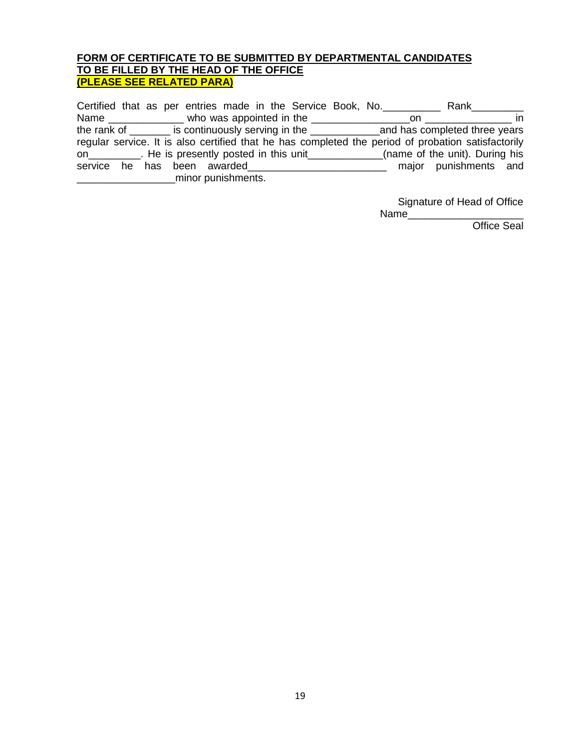**FORM OF CERTIFICATE TO BE SUBMITTED BY DEPARTMENTAL CANDIDATES**
**TO BE FILLED BY THE HEAD OF THE OFFICE**
**(PLEASE SEE RELATED PARA)**

Certified that as per entries made in the Service Book, No.__________ Rank_________ Name _____________ who was appointed in the _________________on _______________ in the rank of _______ is continuously serving in the ____________and has completed three years regular service. It is also certified that he has completed the period of probation satisfactorily on_________. He is presently posted in this unit_____________(name of the unit). During his service he has been awarded________________________ major punishments and _________________minor punishments.

Signature of Head of Office
Name___________________
Office Seal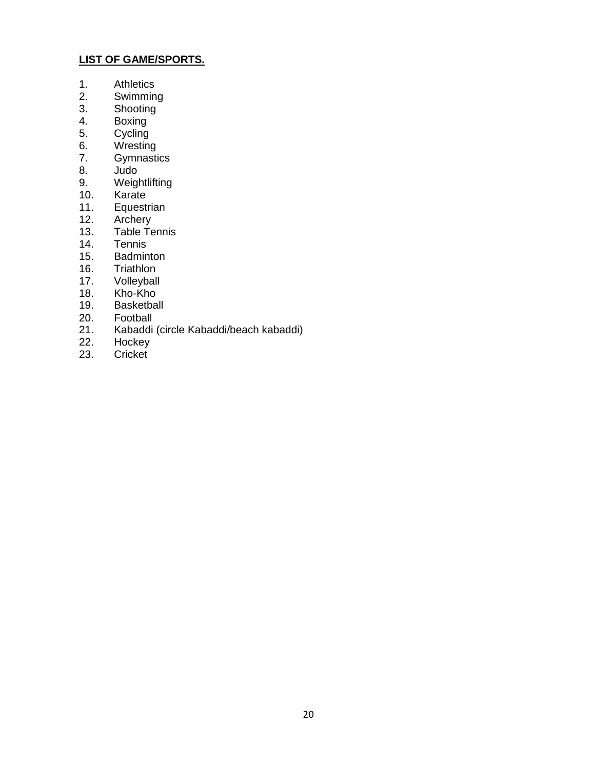**LIST OF GAME/SPORTS.**

1. Athletics
2. Swimming
3. Shooting
4. Boxing
5. Cycling
6. Wresting
7. Gymnastics
8. Judo
9. Weightlifting
10. Karate
11. Equestrian
12. Archery
13. Table Tennis
14. Tennis
15. Badminton
16. Triathlon
17. Volleyball
18. Kho-Kho
19. Basketball
20. Football
21. Kabaddi (circle Kabaddi/beach kabaddi)
22. Hockey
23. Cricket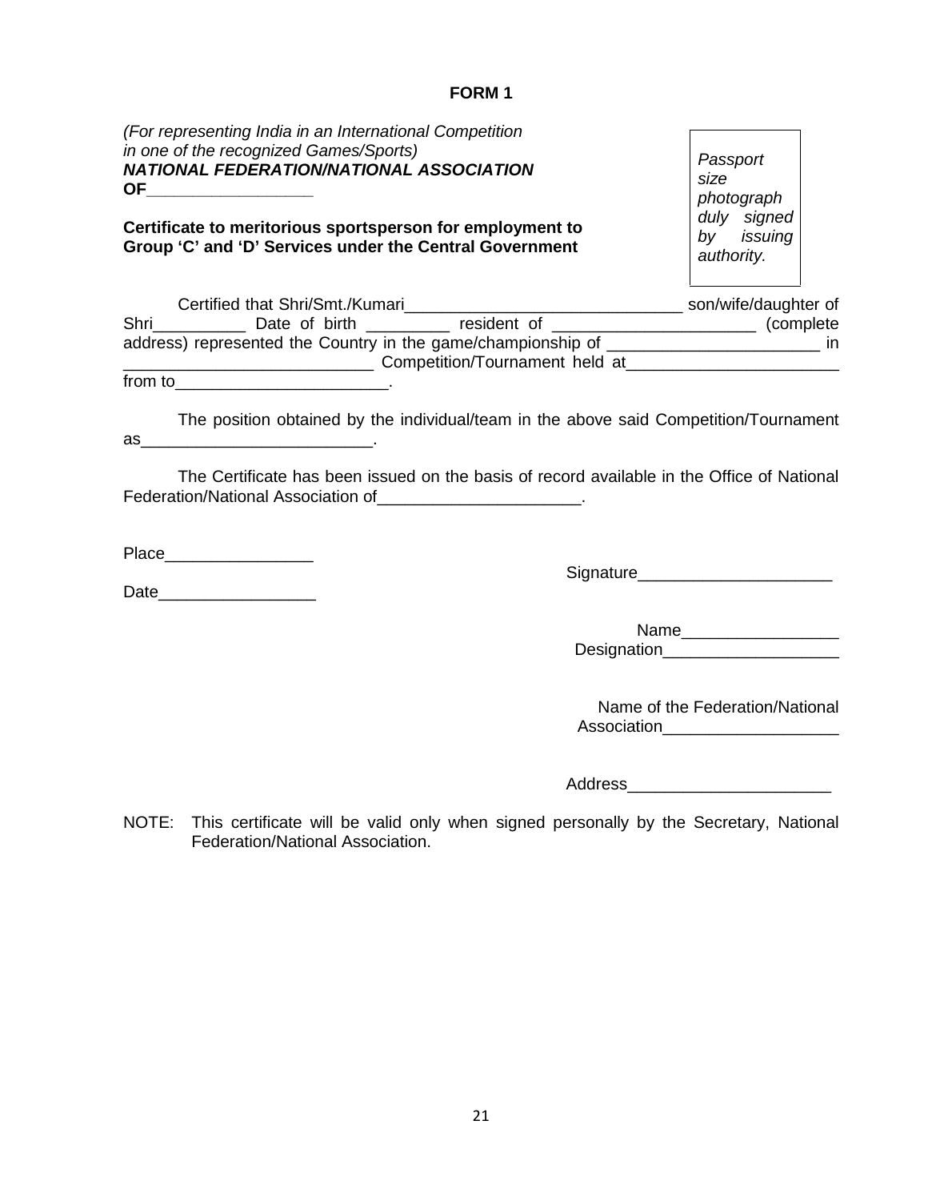## FORM 1

*(For representing India in an International Competition in one of the recognized Games/Sports)*
***NATIONAL FEDERATION/NATIONAL ASSOCIATION OF_________________***

*Passport size photograph duly signed by issuing authority.*

**Certificate to meritorious sportsperson for employment to Group 'C' and 'D' Services under the Central Government**

Certified that Shri/Smt./Kumari______________________________ son/wife/daughter of Shri__________ Date of birth _________ resident of ______________________ (complete address) represented the Country in the game/championship of _______________________ in ___________________________ Competition/Tournament held at_______________________ from to_______________________.

The position obtained by the individual/team in the above said Competition/Tournament as_________________________.

The Certificate has been issued on the basis of record available in the Office of National Federation/National Association of______________________.

Place________________

Date_________________

Signature_____________________

Name_________________
Designation___________________

Name of the Federation/National Association___________________

Address______________________

NOTE: This certificate will be valid only when signed personally by the Secretary, National Federation/National Association.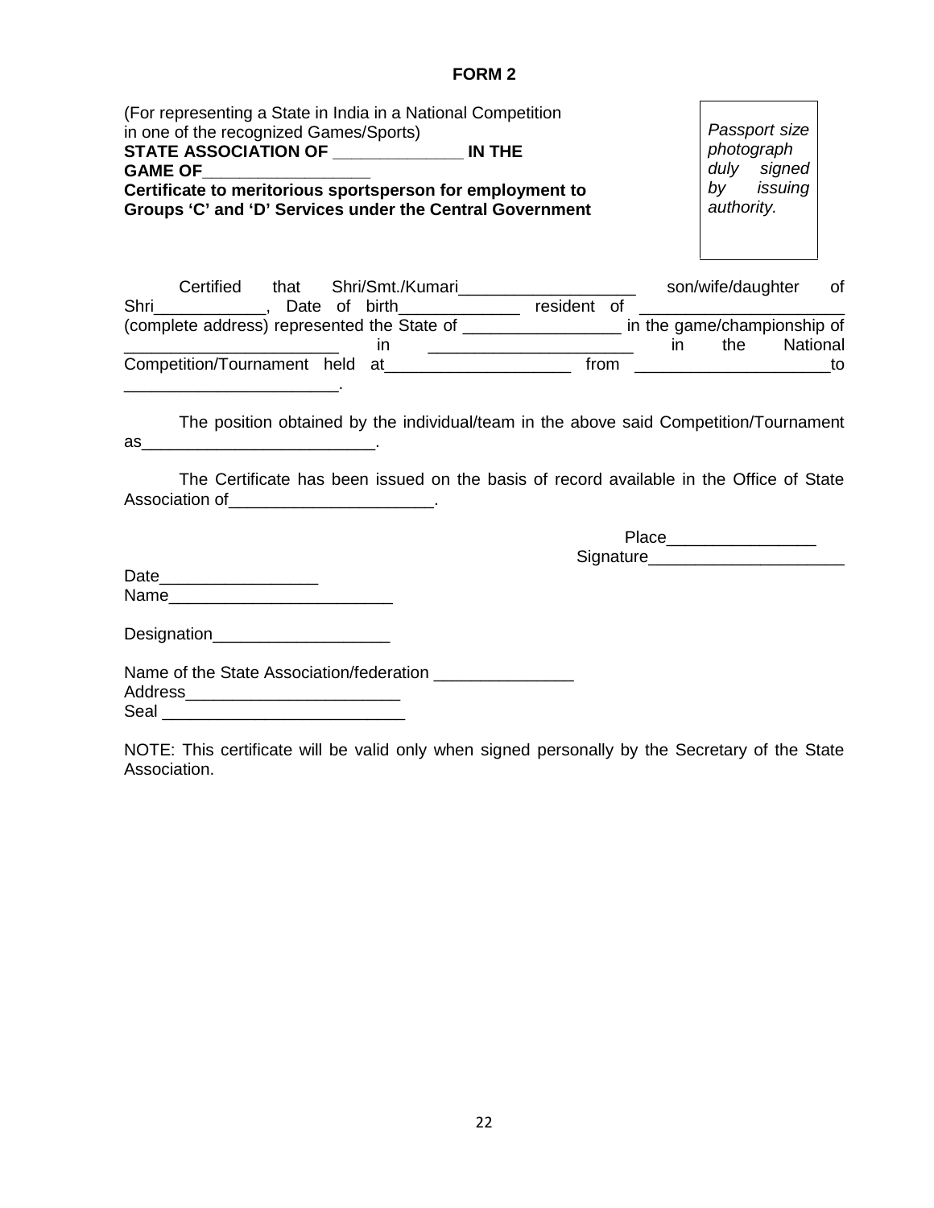# FORM 2

(For representing a State in India in a National Competition in one of the recognized Games/Sports)
**STATE ASSOCIATION OF _____________ IN THE GAME OF________________**
**Certificate to meritorious sportsperson for employment to Groups 'C' and 'D' Services under the Central Government**

*Passport size photograph duly signed by issuing authority.*

Certified that Shri/Smt./Kumari___________________ son/wife/daughter of Shri____________, Date of birth_____________ resident of ______________________ (complete address) represented the State of _________________ in the game/championship of _______________________ in _____________________ in the National Competition/Tournament held at____________________ from _____________________to _______________________.

The position obtained by the individual/team in the above said Competition/Tournament as_________________________.

The Certificate has been issued on the basis of record available in the Office of State Association of______________________.

Place________________
Signature_____________________

Date_________________
Name________________________

Designation___________________

Name of the State Association/federation _______________
Address_______________________
Seal __________________________

NOTE: This certificate will be valid only when signed personally by the Secretary of the State Association.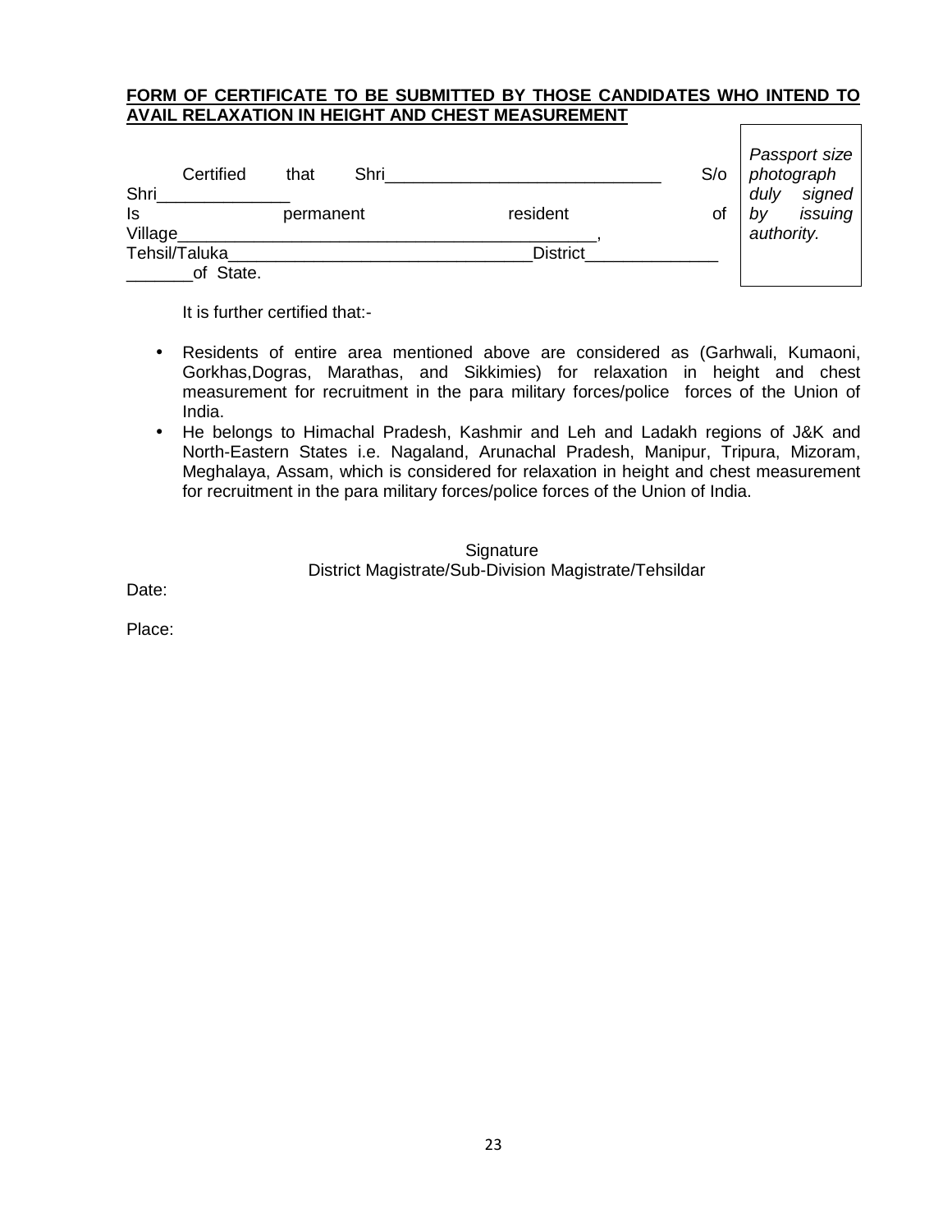**FORM OF CERTIFICATE TO BE SUBMITTED BY THOSE CANDIDATES WHO INTEND TO AVAIL RELAXATION IN HEIGHT AND CHEST MEASUREMENT**

*Passport size photograph duly signed by issuing authority.*

Certified that Shri_____________________________ S/o Shri______________ Is permanent resident of Village____________________________________________, Tehsil/Taluka________________________________District______________ _______of State.

It is further certified that:-

- Residents of entire area mentioned above are considered as (Garhwali, Kumaoni, Gorkhas,Dogras, Marathas, and Sikkimies) for relaxation in height and chest measurement for recruitment in the para military forces/police forces of the Union of India.
- He belongs to Himachal Pradesh, Kashmir and Leh and Ladakh regions of J&K and North-Eastern States i.e. Nagaland, Arunachal Pradesh, Manipur, Tripura, Mizoram, Meghalaya, Assam, which is considered for relaxation in height and chest measurement for recruitment in the para military forces/police forces of the Union of India.

Signature
District Magistrate/Sub-Division Magistrate/Tehsildar

Date:

Place: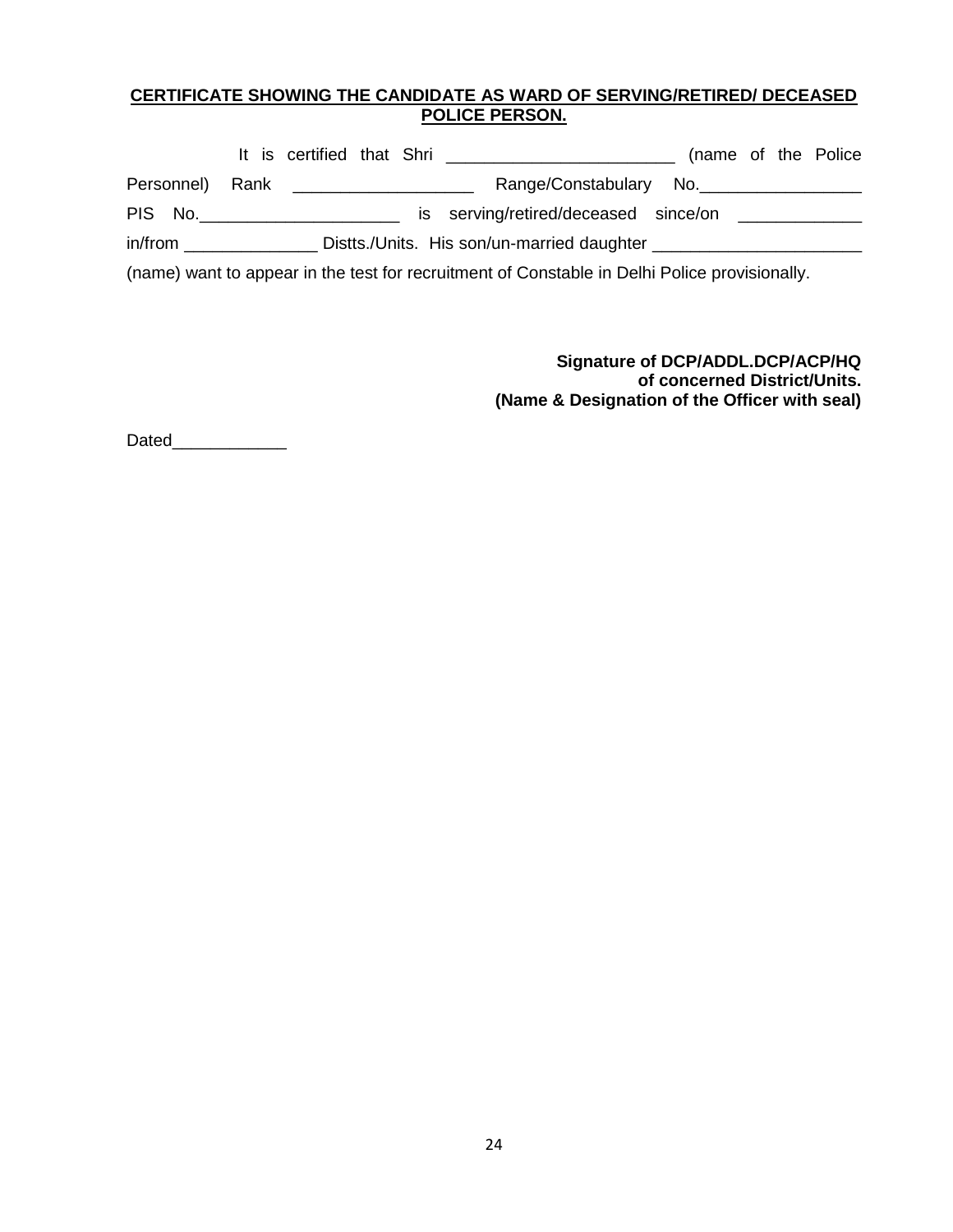**<u>CERTIFICATE SHOWING THE CANDIDATE AS WARD OF SERVING/RETIRED/ DECEASED POLICE PERSON.</u>**

It is certified that Shri ________________________ (name of the Police Personnel) Rank ___________________ Range/Constabulary No.________________ PIS No.____________________ is serving/retired/deceased since/on ____________ in/from _____________ Distts./Units. His son/un-married daughter _____________________ (name) want to appear in the test for recruitment of Constable in Delhi Police provisionally.

**Signature of DCP/ADDL.DCP/ACP/HQ**
**of concerned District/Units.**
**(Name & Designation of the Officer with seal)**

Dated____________